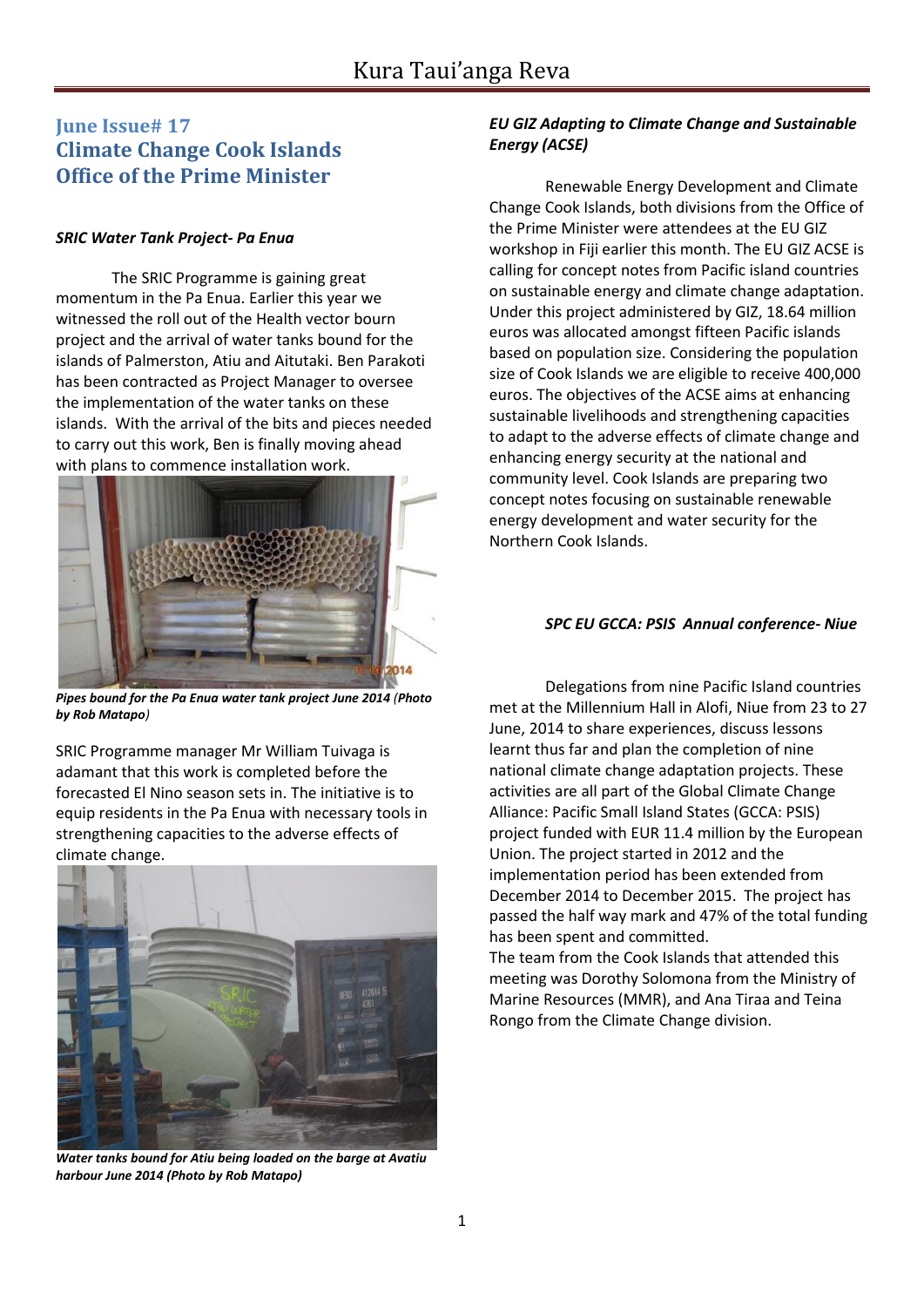# Kura Taui'anga Reva

## June Issue# 17
## Climate Change Cook Islands
## Office of the Prime Minister

### *SRIC Water Tank Project- Pa Enua*

The SRIC Programme is gaining great momentum in the Pa Enua. Earlier this year we witnessed the roll out of the Health vector bourn project and the arrival of water tanks bound for the islands of Palmerston, Atiu and Aitutaki. Ben Parakoti has been contracted as Project Manager to oversee the implementation of the water tanks on these islands. With the arrival of the bits and pieces needed to carry out this work, Ben is finally moving ahead with plans to commence installation work.

***Pipes bound for the Pa Enua water tank project June 2014** (**Photo by Rob Matapo**)*

SRIC Programme manager Mr William Tuivaga is adamant that this work is completed before the forecasted El Nino season sets in. The initiative is to equip residents in the Pa Enua with necessary tools in strengthening capacities to the adverse effects of climate change.

***Water tanks bound for Atiu being loaded on the barge at Avatiu harbour June 2014 (Photo by Rob Matapo)***

### *EU GIZ Adapting to Climate Change and Sustainable Energy (ACSE)*

Renewable Energy Development and Climate Change Cook Islands, both divisions from the Office of the Prime Minister were attendees at the EU GIZ workshop in Fiji earlier this month. The EU GIZ ACSE is calling for concept notes from Pacific island countries on sustainable energy and climate change adaptation. Under this project administered by GIZ, 18.64 million euros was allocated amongst fifteen Pacific islands based on population size. Considering the population size of Cook Islands we are eligible to receive 400,000 euros. The objectives of the ACSE aims at enhancing sustainable livelihoods and strengthening capacities to adapt to the adverse effects of climate change and enhancing energy security at the national and community level. Cook Islands are preparing two concept notes focusing on sustainable renewable energy development and water security for the Northern Cook Islands.

### *SPC EU GCCA: PSIS Annual conference- Niue*

Delegations from nine Pacific Island countries met at the Millennium Hall in Alofi, Niue from 23 to 27 June, 2014 to share experiences, discuss lessons learnt thus far and plan the completion of nine national climate change adaptation projects. These activities are all part of the Global Climate Change Alliance: Pacific Small Island States (GCCA: PSIS) project funded with EUR 11.4 million by the European Union. The project started in 2012 and the implementation period has been extended from December 2014 to December 2015. The project has passed the half way mark and 47% of the total funding has been spent and committed.

The team from the Cook Islands that attended this meeting was Dorothy Solomona from the Ministry of Marine Resources (MMR), and Ana Tiraa and Teina Rongo from the Climate Change division.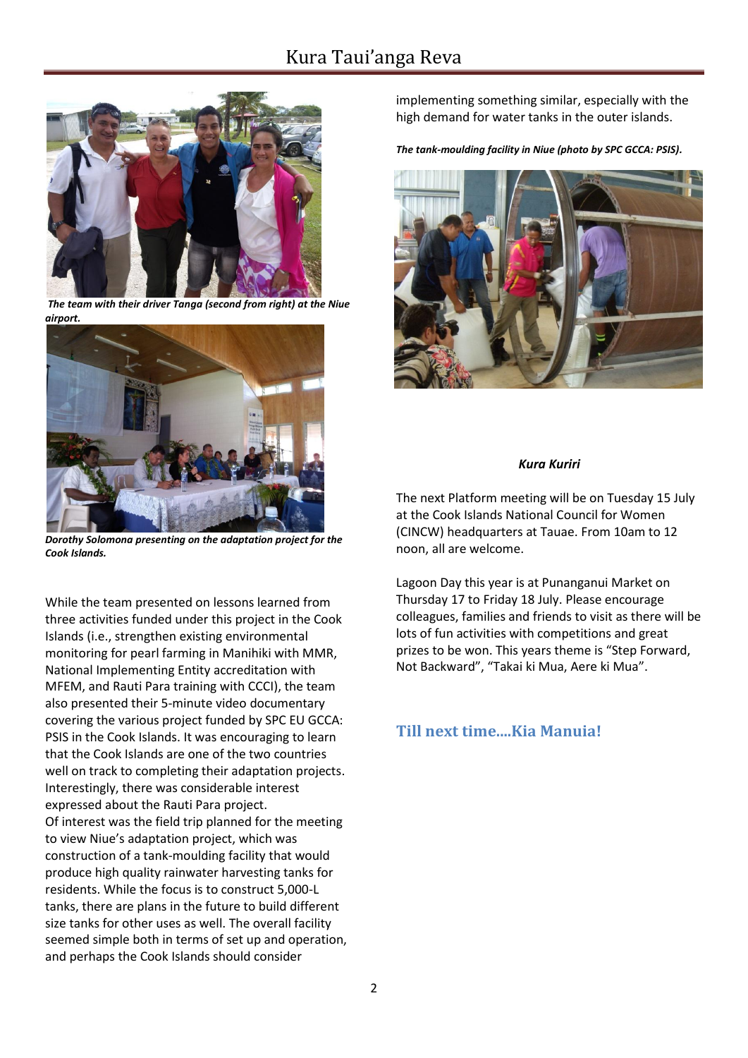*The team with their driver Tanga (second from right) at the Niue airport.*

*Dorothy Solomona presenting on the adaptation project for the Cook Islands.*

While the team presented on lessons learned from three activities funded under this project in the Cook Islands (i.e., strengthen existing environmental monitoring for pearl farming in Manihiki with MMR, National Implementing Entity accreditation with MFEM, and Rauti Para training with CCCI), the team also presented their 5-minute video documentary covering the various project funded by SPC EU GCCA: PSIS in the Cook Islands. It was encouraging to learn that the Cook Islands are one of the two countries well on track to completing their adaptation projects. Interestingly, there was considerable interest expressed about the Rauti Para project.

Of interest was the field trip planned for the meeting to view Niue's adaptation project, which was construction of a tank-moulding facility that would produce high quality rainwater harvesting tanks for residents. While the focus is to construct 5,000-L tanks, there are plans in the future to build different size tanks for other uses as well. The overall facility seemed simple both in terms of set up and operation, and perhaps the Cook Islands should consider implementing something similar, especially with the high demand for water tanks in the outer islands.

*The tank-moulding facility in Niue (photo by SPC GCCA: PSIS).*

### *Kura Kuriri*

The next Platform meeting will be on Tuesday 15 July at the Cook Islands National Council for Women (CINCW) headquarters at Tauae. From 10am to 12 noon, all are welcome.

Lagoon Day this year is at Punanganui Market on Thursday 17 to Friday 18 July. Please encourage colleagues, families and friends to visit as there will be lots of fun activities with competitions and great prizes to be won. This years theme is "Step Forward, Not Backward", "Takai ki Mua, Aere ki Mua".

## Till next time....Kia Manuia!